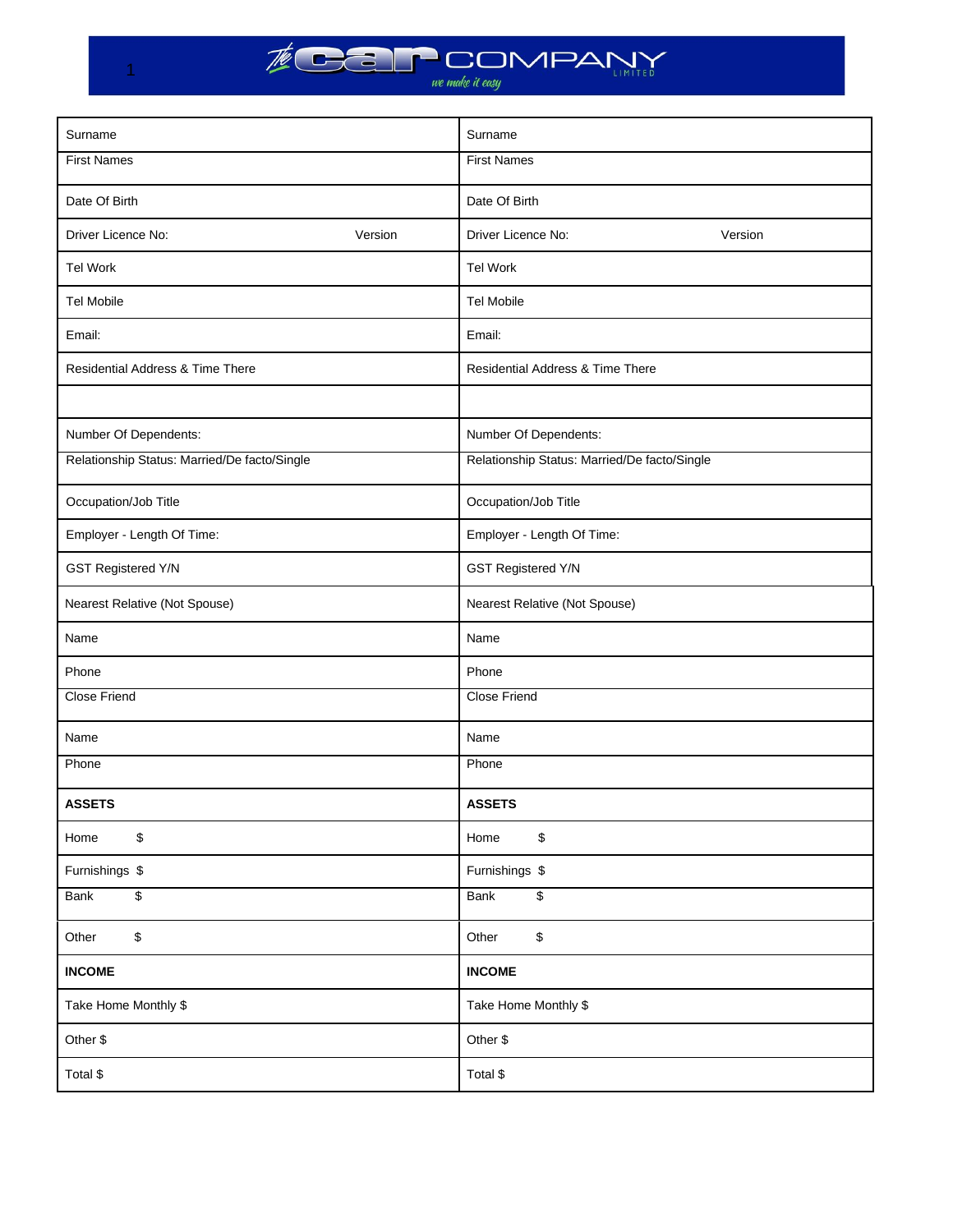**The Car COMPANY LIMITED** — *we make it easy*

| | |
|---|---|
| Surname | Surname |
| First Names | First Names |
| Date Of Birth | Date Of Birth |
| Driver Licence No: Version | Driver Licence No: Version |
| Tel Work | Tel Work |
| Tel Mobile | Tel Mobile |
| Email: | Email: |
| Residential Address & Time There | Residential Address & Time There |
| | |
| Number Of Dependents: | Number Of Dependents: |
| Relationship Status: Married/De facto/Single | Relationship Status: Married/De facto/Single |
| Occupation/Job Title | Occupation/Job Title |
| Employer - Length Of Time: | Employer - Length Of Time: |
| GST Registered Y/N | GST Registered Y/N |
| Nearest Relative (Not Spouse) | Nearest Relative (Not Spouse) |
| Name | Name |
| Phone | Phone |
| Close Friend | Close Friend |
| Name | Name |
| Phone | Phone |
| **ASSETS** | **ASSETS** |
| Home $ | Home $ |
| Furnishings $ | Furnishings $ |
| Bank $ | Bank $ |
| Other $ | Other $ |
| **INCOME** | **INCOME** |
| Take Home Monthly $ | Take Home Monthly $ |
| Other $ | Other $ |
| Total $ | Total $ |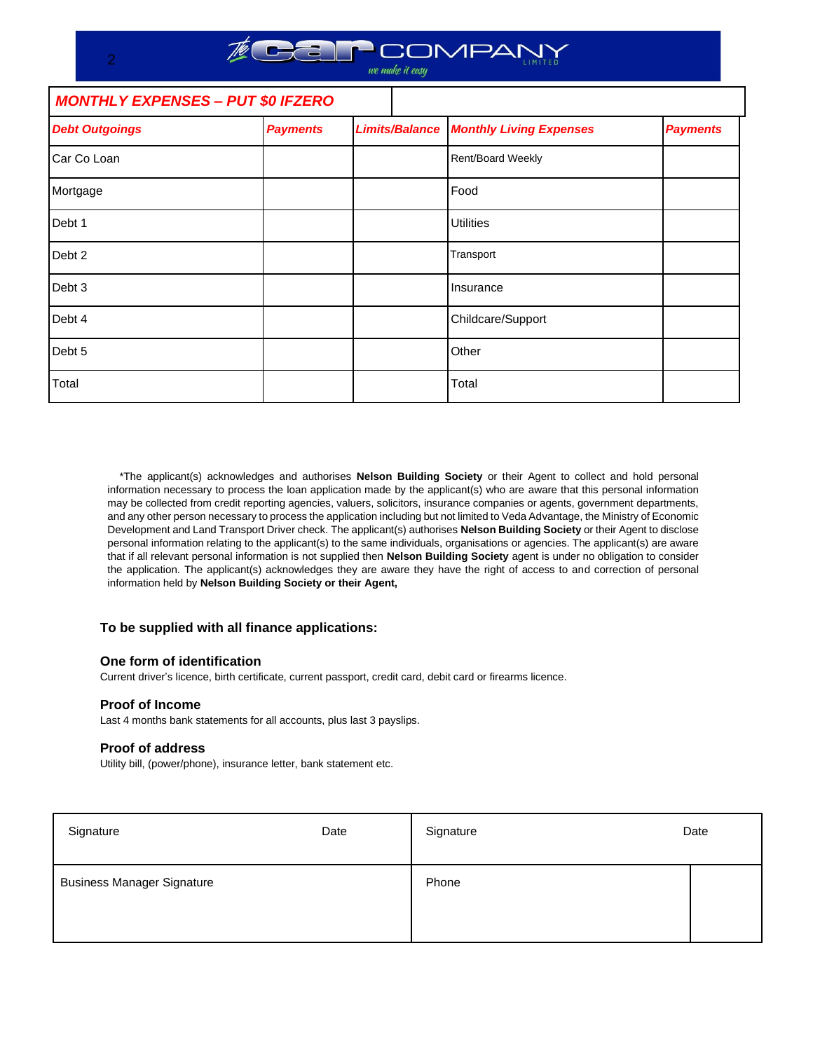**The Car COMPANY LIMITED** — *we make it easy*

| MONTHLY EXPENSES – PUT $0 IFZERO | | | | |
|---|---|---|---|---|
| ***Debt Outgoings*** | ***Payments*** | ***Limits/Balance*** | ***Monthly Living Expenses*** | ***Payments*** |
| Car Co Loan | | | Rent/Board Weekly | |
| Mortgage | | | Food | |
| Debt 1 | | | Utilities | |
| Debt 2 | | | Transport | |
| Debt 3 | | | Insurance | |
| Debt 4 | | | Childcare/Support | |
| Debt 5 | | | Other | |
| Total | | | Total | |

*The applicant(s) acknowledges and authorises **Nelson Building Society** or their Agent to collect and hold personal information necessary to process the loan application made by the applicant(s) who are aware that this personal information may be collected from credit reporting agencies, valuers, solicitors, insurance companies or agents, government departments, and any other person necessary to process the application including but not limited to Veda Advantage, the Ministry of Economic Development and Land Transport Driver check. The applicant(s) authorises **Nelson Building Society** or their Agent to disclose personal information relating to the applicant(s) to the same individuals, organisations or agencies. The applicant(s) are aware that if all relevant personal information is not supplied then **Nelson Building Society** agent is under no obligation to consider the application. The applicant(s) acknowledges they are aware they have the right of access to and correction of personal information held by **Nelson Building Society or their Agent,**

### To be supplied with all finance applications:

**One form of identification**
Current driver's licence, birth certificate, current passport, credit card, debit card or firearms licence.

**Proof of Income**
Last 4 months bank statements for all accounts, plus last 3 payslips.

**Proof of address**
Utility bill, (power/phone), insurance letter, bank statement etc.

| | | | |
|---|---|---|---|
| Signature | Date | Signature | Date |
| Business Manager Signature | | Phone | |